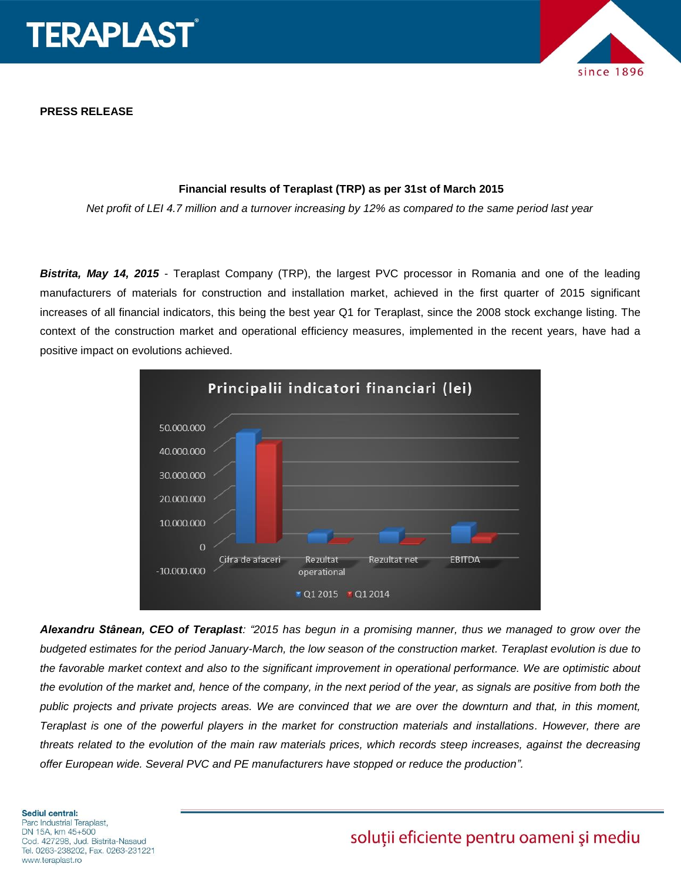**PRESS RELEASE**

**Financial results of Teraplast (TRP) as per 31st of March 2015**

*Net profit of LEI 4.7 million and a turnover increasing by 12% as compared to the same period last year*

***Bistrita, May 14, 2015*** - Teraplast Company (TRP), the largest PVC processor in Romania and one of the leading manufacturers of materials for construction and installation market, achieved in the first quarter of 2015 significant increases of all financial indicators, this being the best year Q1 for Teraplast, since the 2008 stock exchange listing. The context of the construction market and operational efficiency measures, implemented in the recent years, have had a positive impact on evolutions achieved.

***Alexandru Stânean, CEO of Teraplast****: "2015 has begun in a promising manner, thus we managed to grow over the budgeted estimates for the period January-March, the low season of the construction market. Teraplast evolution is due to the favorable market context and also to the significant improvement in operational performance. We are optimistic about the evolution of the market and, hence of the company, in the next period of the year, as signals are positive from both the public projects and private projects areas. We are convinced that we are over the downturn and that, in this moment, Teraplast is one of the powerful players in the market for construction materials and installations. However, there are threats related to the evolution of the main raw materials prices, which records steep increases, against the decreasing offer European wide. Several PVC and PE manufacturers have stopped or reduce the production".*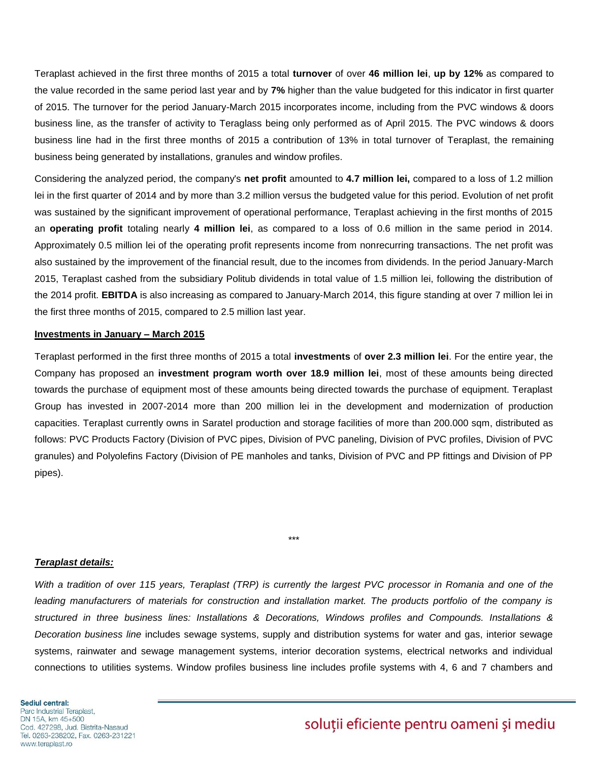Teraplast achieved in the first three months of 2015 a total **turnover** of over **46 million lei**, **up by 12%** as compared to the value recorded in the same period last year and by **7%** higher than the value budgeted for this indicator in first quarter of 2015. The turnover for the period January-March 2015 incorporates income, including from the PVC windows & doors business line, as the transfer of activity to Teraglass being only performed as of April 2015. The PVC windows & doors business line had in the first three months of 2015 a contribution of 13% in total turnover of Teraplast, the remaining business being generated by installations, granules and window profiles.

Considering the analyzed period, the company's **net profit** amounted to **4.7 million lei,** compared to a loss of 1.2 million lei in the first quarter of 2014 and by more than 3.2 million versus the budgeted value for this period. Evolution of net profit was sustained by the significant improvement of operational performance, Teraplast achieving in the first months of 2015 an **operating profit** totaling nearly **4 million lei**, as compared to a loss of 0.6 million in the same period in 2014. Approximately 0.5 million lei of the operating profit represents income from nonrecurring transactions. The net profit was also sustained by the improvement of the financial result, due to the incomes from dividends. In the period January-March 2015, Teraplast cashed from the subsidiary Politub dividends in total value of 1.5 million lei, following the distribution of the 2014 profit. **EBITDA** is also increasing as compared to January-March 2014, this figure standing at over 7 million lei in the first three months of 2015, compared to 2.5 million last year.

**<u>Investments in January – March 2015</u>**

Teraplast performed in the first three months of 2015 a total **investments** of **over 2.3 million lei**. For the entire year, the Company has proposed an **investment program worth over 18.9 million lei**, most of these amounts being directed towards the purchase of equipment most of these amounts being directed towards the purchase of equipment. Teraplast Group has invested in 2007-2014 more than 200 million lei in the development and modernization of production capacities. Teraplast currently owns in Saratel production and storage facilities of more than 200.000 sqm, distributed as follows: PVC Products Factory (Division of PVC pipes, Division of PVC paneling, Division of PVC profiles, Division of PVC granules) and Polyolefins Factory (Division of PE manholes and tanks, Division of PVC and PP fittings and Division of PP pipes).

***

***<u>Teraplast details:</u>***

*With a tradition of over 115 years, Teraplast (TRP) is currently the largest PVC processor in Romania and one of the leading manufacturers of materials for construction and installation market. The products portfolio of the company is structured in three business lines: Installations & Decorations, Windows profiles and Compounds. Installations & Decoration business line* includes sewage systems, supply and distribution systems for water and gas, interior sewage systems, rainwater and sewage management systems, interior decoration systems, electrical networks and individual connections to utilities systems. Window profiles business line includes profile systems with 4, 6 and 7 chambers and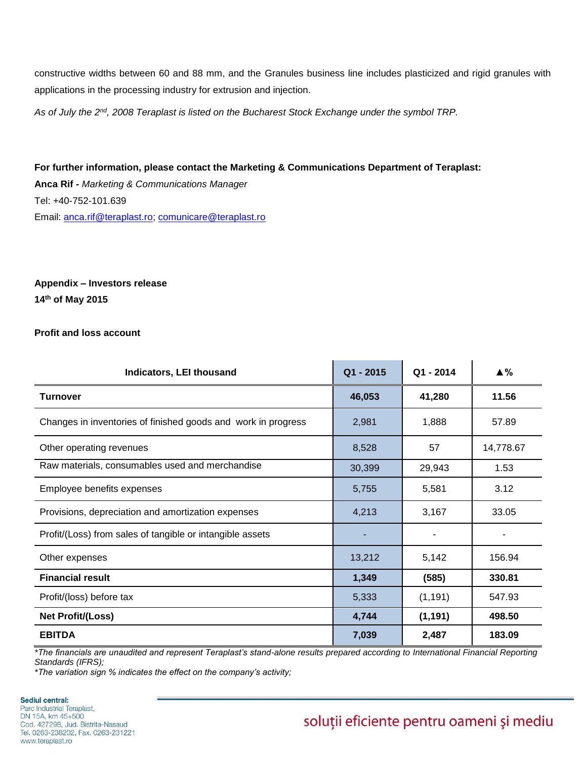constructive widths between 60 and 88 mm, and the Granules business line includes plasticized and rigid granules with applications in the processing industry for extrusion and injection.

*As of July the 2nd, 2008 Teraplast is listed on the Bucharest Stock Exchange under the symbol TRP.*

**For further information, please contact the Marketing & Communications Department of Teraplast:**

**Anca Rif -** *Marketing & Communications Manager*

Tel: +40-752-101.639

Email: anca.rif@teraplast.ro; comunicare@teraplast.ro

**Appendix – Investors release**

**14th of May 2015**

**Profit and loss account**

| Indicators, LEI thousand | Q1 - 2015 | Q1 - 2014 | ▲% |
|---|---|---|---|
| **Turnover** | **46,053** | **41,280** | **11.56** |
| Changes in inventories of finished goods and work in progress | 2,981 | 1,888 | 57.89 |
| Other operating revenues | 8,528 | 57 | 14,778.67 |
| Raw materials, consumables used and merchandise | 30,399 | 29,943 | 1.53 |
| Employee benefits expenses | 5,755 | 5,581 | 3.12 |
| Provisions, depreciation and amortization expenses | 4,213 | 3,167 | 33.05 |
| Profit/(Loss) from sales of tangible or intangible assets | - | - | - |
| Other expenses | 13,212 | 5,142 | 156.94 |
| **Financial result** | **1,349** | **(585)** | **330.81** |
| Profit/(loss) before tax | 5,333 | (1,191) | 547.93 |
| **Net Profit/(Loss)** | **4,744** | **(1,191)** | **498.50** |
| **EBITDA** | **7,039** | **2,487** | **183.09** |

*\*The financials are unaudited and represent Teraplast's stand-alone results prepared according to International Financial Reporting Standards (IFRS);*

*\*The variation sign % indicates the effect on the company's activity;*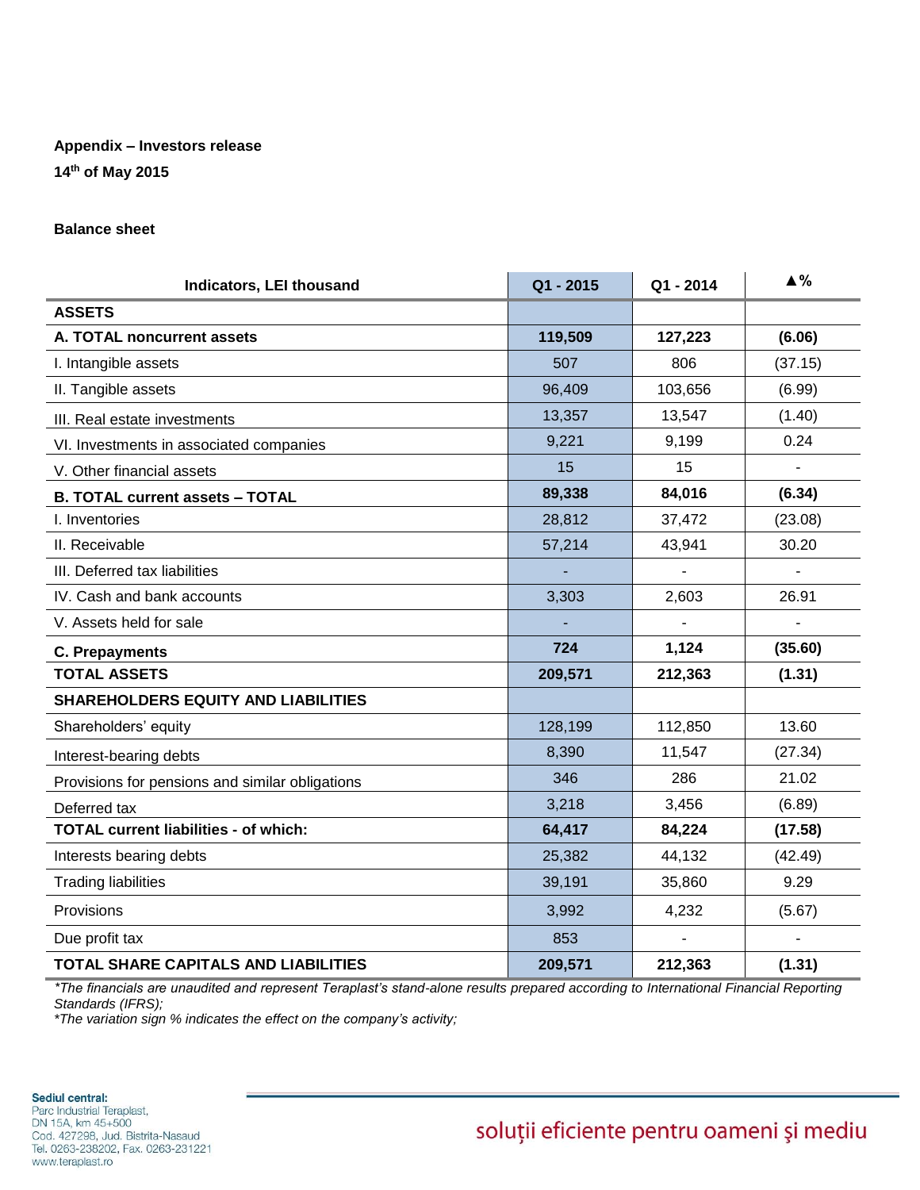**Appendix – Investors release**

**14th of May 2015**

**Balance sheet**

| Indicators, LEI thousand | Q1 - 2015 | Q1 - 2014 | ▲% |
|---|---|---|---|
| **ASSETS** | | | |
| **A. TOTAL noncurrent assets** | **119,509** | **127,223** | **(6.06)** |
| I. Intangible assets | 507 | 806 | (37.15) |
| II. Tangible assets | 96,409 | 103,656 | (6.99) |
| III. Real estate investments | 13,357 | 13,547 | (1.40) |
| VI. Investments in associated companies | 9,221 | 9,199 | 0.24 |
| V. Other financial assets | 15 | 15 | - |
| **B. TOTAL current assets – TOTAL** | **89,338** | **84,016** | **(6.34)** |
| I. Inventories | 28,812 | 37,472 | (23.08) |
| II. Receivable | 57,214 | 43,941 | 30.20 |
| III. Deferred tax liabilities | - | - | - |
| IV. Cash and bank accounts | 3,303 | 2,603 | 26.91 |
| V. Assets held for sale | - | - | - |
| **C. Prepayments** | **724** | **1,124** | **(35.60)** |
| **TOTAL ASSETS** | **209,571** | **212,363** | **(1.31)** |
| **SHAREHOLDERS EQUITY AND LIABILITIES** | | | |
| Shareholders' equity | 128,199 | 112,850 | 13.60 |
| Interest-bearing debts | 8,390 | 11,547 | (27.34) |
| Provisions for pensions and similar obligations | 346 | 286 | 21.02 |
| Deferred tax | 3,218 | 3,456 | (6.89) |
| **TOTAL current liabilities - of which:** | **64,417** | **84,224** | **(17.58)** |
| Interests bearing debts | 25,382 | 44,132 | (42.49) |
| Trading liabilities | 39,191 | 35,860 | 9.29 |
| Provisions | 3,992 | 4,232 | (5.67) |
| Due profit tax | 853 | - | - |
| **TOTAL SHARE CAPITALS AND LIABILITIES** | **209,571** | **212,363** | **(1.31)** |

*\*The financials are unaudited and represent Teraplast's stand-alone results prepared according to International Financial Reporting Standards (IFRS);*

*\*The variation sign % indicates the effect on the company's activity;*

**Sediul central:**
Parc Industrial Teraplast,
DN 15A, km 45+500
Cod. 427298, Jud. Bistrita-Nasaud
Tel. 0263-238202, Fax. 0263-231221
www.teraplast.ro

soluții eficiente pentru oameni și mediu